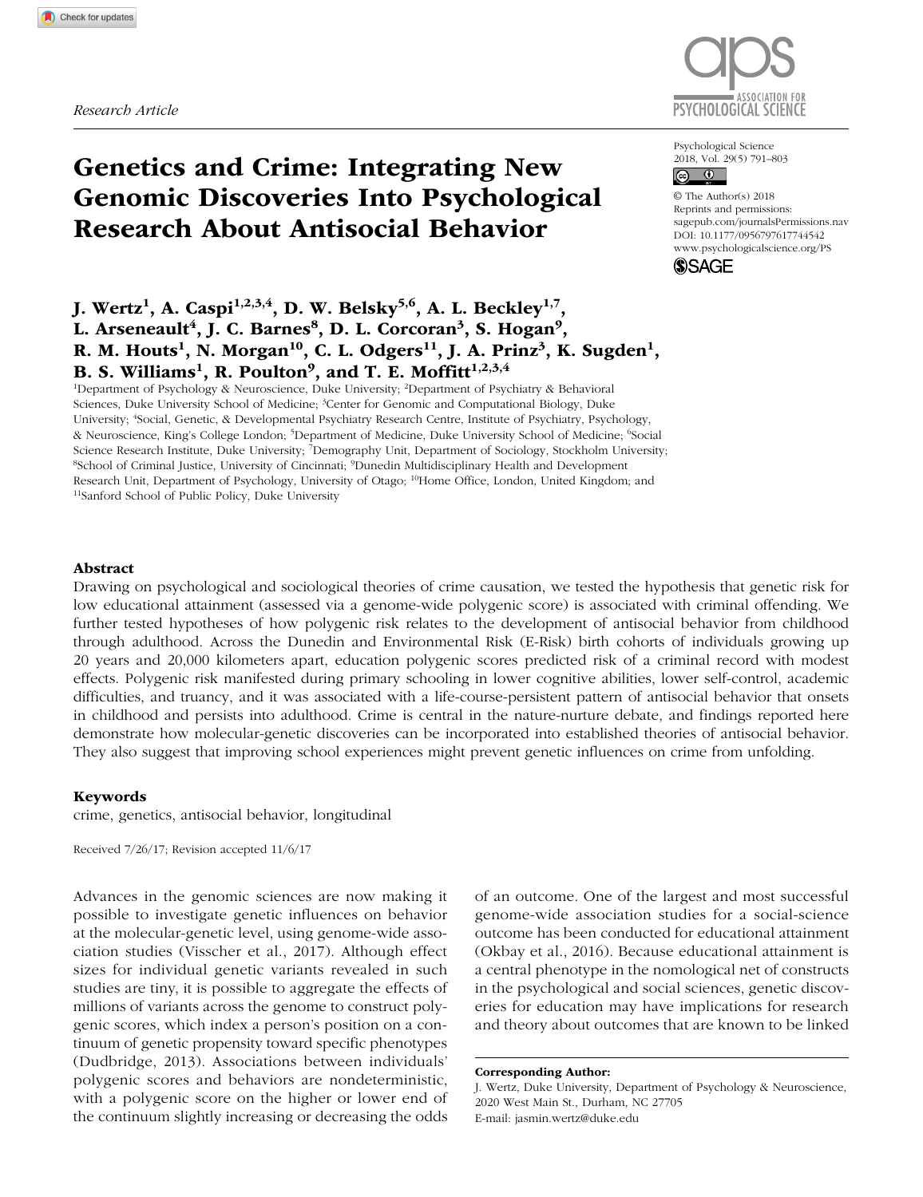*Research Article*

# Genetics and Crime: Integrating New Genomic Discoveries Into Psychological Research About Antisocial Behavior

Psychological Science
2018, Vol. 29(5) 791–803
© The Author(s) 2018
Reprints and permissions: sagepub.com/journalsPermissions.nav
DOI: 10.1177/0956797617744542
www.psychologicalscience.org/PS

**J. Wertz[1], A. Caspi[1,2,3,4], D. W. Belsky[5,6], A. L. Beckley[1,7], L. Arseneault[4], J. C. Barnes[8], D. L. Corcoran[3], S. Hogan[9], R. M. Houts[1], N. Morgan[10], C. L. Odgers[11], J. A. Prinz[3], K. Sugden[1], B. S. Williams[1], R. Poulton[9], and T. E. Moffitt[1,2,3,4]**

[1]Department of Psychology & Neuroscience, Duke University; [2]Department of Psychiatry & Behavioral Sciences, Duke University School of Medicine; [3]Center for Genomic and Computational Biology, Duke University; [4]Social, Genetic, & Developmental Psychiatry Research Centre, Institute of Psychiatry, Psychology, & Neuroscience, King's College London; [5]Department of Medicine, Duke University School of Medicine; [6]Social Science Research Institute, Duke University; [7]Demography Unit, Department of Sociology, Stockholm University; [8]School of Criminal Justice, University of Cincinnati; [9]Dunedin Multidisciplinary Health and Development Research Unit, Department of Psychology, University of Otago; [10]Home Office, London, United Kingdom; and [11]Sanford School of Public Policy, Duke University

## Abstract

Drawing on psychological and sociological theories of crime causation, we tested the hypothesis that genetic risk for low educational attainment (assessed via a genome-wide polygenic score) is associated with criminal offending. We further tested hypotheses of how polygenic risk relates to the development of antisocial behavior from childhood through adulthood. Across the Dunedin and Environmental Risk (E-Risk) birth cohorts of individuals growing up 20 years and 20,000 kilometers apart, education polygenic scores predicted risk of a criminal record with modest effects. Polygenic risk manifested during primary schooling in lower cognitive abilities, lower self-control, academic difficulties, and truancy, and it was associated with a life-course-persistent pattern of antisocial behavior that onsets in childhood and persists into adulthood. Crime is central in the nature-nurture debate, and findings reported here demonstrate how molecular-genetic discoveries can be incorporated into established theories of antisocial behavior. They also suggest that improving school experiences might prevent genetic influences on crime from unfolding.

### Keywords

crime, genetics, antisocial behavior, longitudinal

Received 7/26/17; Revision accepted 11/6/17

Advances in the genomic sciences are now making it possible to investigate genetic influences on behavior at the molecular-genetic level, using genome-wide association studies (Visscher et al., 2017). Although effect sizes for individual genetic variants revealed in such studies are tiny, it is possible to aggregate the effects of millions of variants across the genome to construct polygenic scores, which index a person's position on a continuum of genetic propensity toward specific phenotypes (Dudbridge, 2013). Associations between individuals' polygenic scores and behaviors are nondeterministic, with a polygenic score on the higher or lower end of the continuum slightly increasing or decreasing the odds of an outcome. One of the largest and most successful genome-wide association studies for a social-science outcome has been conducted for educational attainment (Okbay et al., 2016). Because educational attainment is a central phenotype in the nomological net of constructs in the psychological and social sciences, genetic discoveries for education may have implications for research and theory about outcomes that are known to be linked

**Corresponding Author:**
J. Wertz, Duke University, Department of Psychology & Neuroscience, 2020 West Main St., Durham, NC 27705
E-mail: jasmin.wertz@duke.edu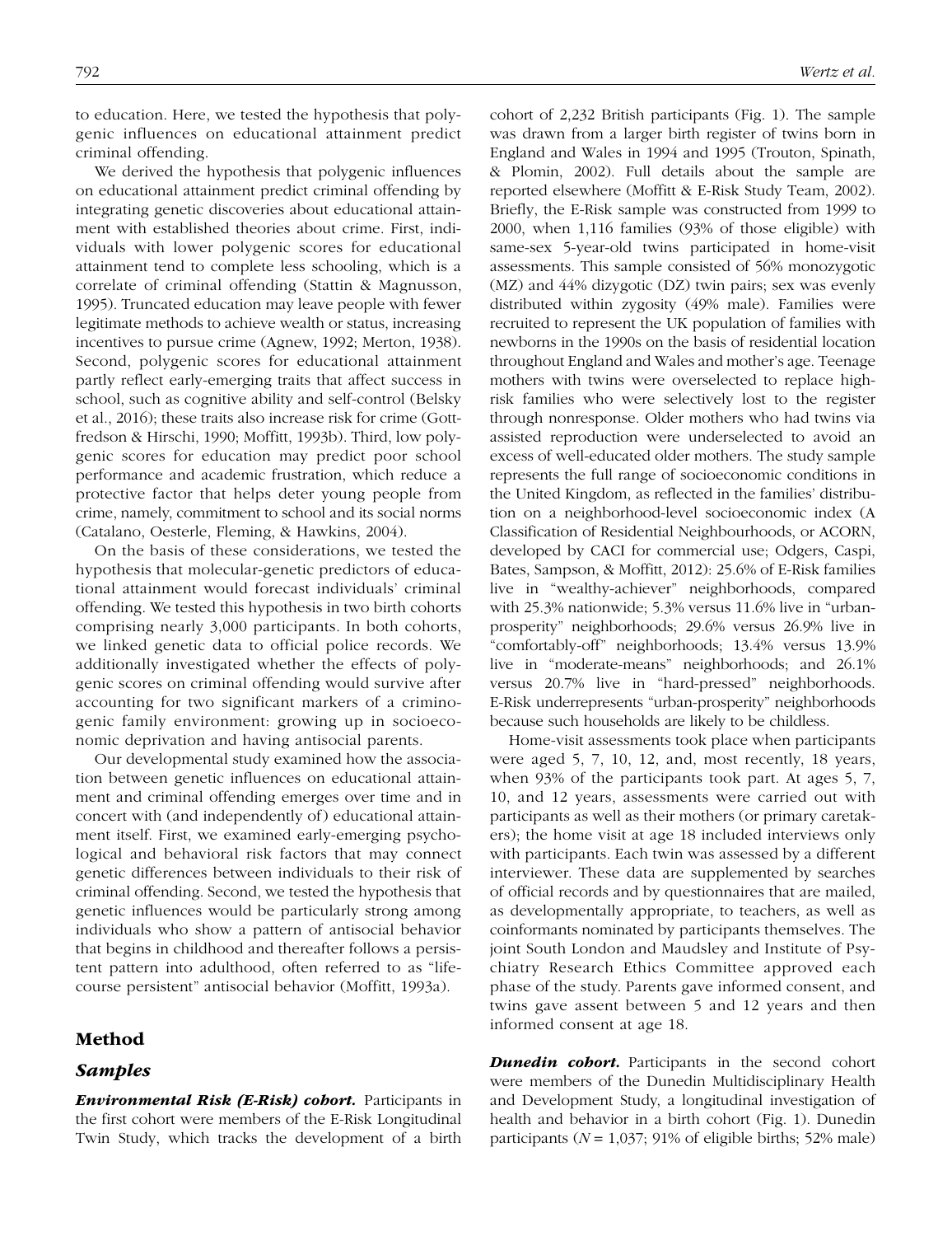to education. Here, we tested the hypothesis that polygenic influences on educational attainment predict criminal offending.

We derived the hypothesis that polygenic influences on educational attainment predict criminal offending by integrating genetic discoveries about educational attainment with established theories about crime. First, individuals with lower polygenic scores for educational attainment tend to complete less schooling, which is a correlate of criminal offending (Stattin & Magnusson, 1995). Truncated education may leave people with fewer legitimate methods to achieve wealth or status, increasing incentives to pursue crime (Agnew, 1992; Merton, 1938). Second, polygenic scores for educational attainment partly reflect early-emerging traits that affect success in school, such as cognitive ability and self-control (Belsky et al., 2016); these traits also increase risk for crime (Gottfredson & Hirschi, 1990; Moffitt, 1993b). Third, low polygenic scores for education may predict poor school performance and academic frustration, which reduce a protective factor that helps deter young people from crime, namely, commitment to school and its social norms (Catalano, Oesterle, Fleming, & Hawkins, 2004).

On the basis of these considerations, we tested the hypothesis that molecular-genetic predictors of educational attainment would forecast individuals' criminal offending. We tested this hypothesis in two birth cohorts comprising nearly 3,000 participants. In both cohorts, we linked genetic data to official police records. We additionally investigated whether the effects of polygenic scores on criminal offending would survive after accounting for two significant markers of a criminogenic family environment: growing up in socioeconomic deprivation and having antisocial parents.

Our developmental study examined how the association between genetic influences on educational attainment and criminal offending emerges over time and in concert with (and independently of) educational attainment itself. First, we examined early-emerging psychological and behavioral risk factors that may connect genetic differences between individuals to their risk of criminal offending. Second, we tested the hypothesis that genetic influences would be particularly strong among individuals who show a pattern of antisocial behavior that begins in childhood and thereafter follows a persistent pattern into adulthood, often referred to as "life-course persistent" antisocial behavior (Moffitt, 1993a).

## Method

### Samples

***Environmental Risk (E-Risk) cohort.*** Participants in the first cohort were members of the E-Risk Longitudinal Twin Study, which tracks the development of a birth cohort of 2,232 British participants (Fig. 1). The sample was drawn from a larger birth register of twins born in England and Wales in 1994 and 1995 (Trouton, Spinath, & Plomin, 2002). Full details about the sample are reported elsewhere (Moffitt & E-Risk Study Team, 2002). Briefly, the E-Risk sample was constructed from 1999 to 2000, when 1,116 families (93% of those eligible) with same-sex 5-year-old twins participated in home-visit assessments. This sample consisted of 56% monozygotic (MZ) and 44% dizygotic (DZ) twin pairs; sex was evenly distributed within zygosity (49% male). Families were recruited to represent the UK population of families with newborns in the 1990s on the basis of residential location throughout England and Wales and mother's age. Teenage mothers with twins were overselected to replace high-risk families who were selectively lost to the register through nonresponse. Older mothers who had twins via assisted reproduction were underselected to avoid an excess of well-educated older mothers. The study sample represents the full range of socioeconomic conditions in the United Kingdom, as reflected in the families' distribution on a neighborhood-level socioeconomic index (A Classification of Residential Neighbourhoods, or ACORN, developed by CACI for commercial use; Odgers, Caspi, Bates, Sampson, & Moffitt, 2012): 25.6% of E-Risk families live in "wealthy-achiever" neighborhoods, compared with 25.3% nationwide; 5.3% versus 11.6% live in "urban-prosperity" neighborhoods; 29.6% versus 26.9% live in "comfortably-off" neighborhoods; 13.4% versus 13.9% live in "moderate-means" neighborhoods; and 26.1% versus 20.7% live in "hard-pressed" neighborhoods. E-Risk underrepresents "urban-prosperity" neighborhoods because such households are likely to be childless.

Home-visit assessments took place when participants were aged 5, 7, 10, 12, and, most recently, 18 years, when 93% of the participants took part. At ages 5, 7, 10, and 12 years, assessments were carried out with participants as well as their mothers (or primary caretakers); the home visit at age 18 included interviews only with participants. Each twin was assessed by a different interviewer. These data are supplemented by searches of official records and by questionnaires that are mailed, as developmentally appropriate, to teachers, as well as coinformants nominated by participants themselves. The joint South London and Maudsley and Institute of Psychiatry Research Ethics Committee approved each phase of the study. Parents gave informed consent, and twins gave assent between 5 and 12 years and then informed consent at age 18.

***Dunedin cohort.*** Participants in the second cohort were members of the Dunedin Multidisciplinary Health and Development Study, a longitudinal investigation of health and behavior in a birth cohort (Fig. 1). Dunedin participants ($N = 1,037$; 91% of eligible births; 52% male)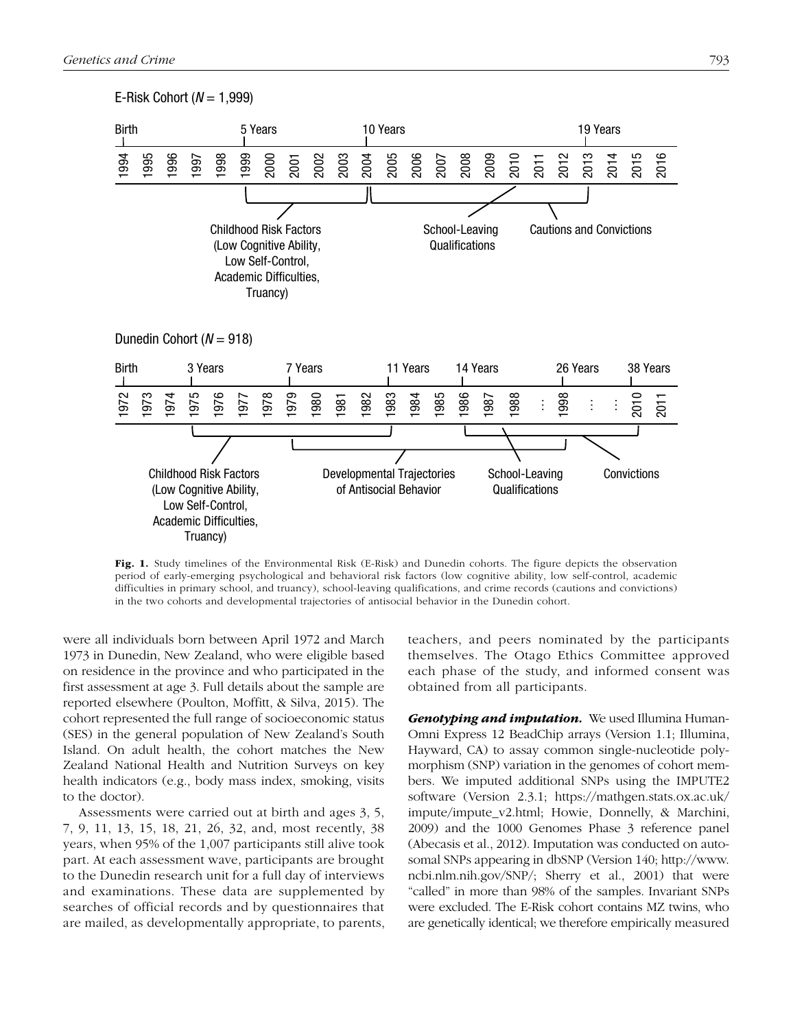**Fig. 1.** Study timelines of the Environmental Risk (E-Risk) and Dunedin cohorts. The figure depicts the observation period of early-emerging psychological and behavioral risk factors (low cognitive ability, low self-control, academic difficulties in primary school, and truancy), school-leaving qualifications, and crime records (cautions and convictions) in the two cohorts and developmental trajectories of antisocial behavior in the Dunedin cohort.

were all individuals born between April 1972 and March 1973 in Dunedin, New Zealand, who were eligible based on residence in the province and who participated in the first assessment at age 3. Full details about the sample are reported elsewhere (Poulton, Moffitt, & Silva, 2015). The cohort represented the full range of socioeconomic status (SES) in the general population of New Zealand's South Island. On adult health, the cohort matches the New Zealand National Health and Nutrition Surveys on key health indicators (e.g., body mass index, smoking, visits to the doctor).

Assessments were carried out at birth and ages 3, 5, 7, 9, 11, 13, 15, 18, 21, 26, 32, and, most recently, 38 years, when 95% of the 1,007 participants still alive took part. At each assessment wave, participants are brought to the Dunedin research unit for a full day of interviews and examinations. These data are supplemented by searches of official records and by questionnaires that are mailed, as developmentally appropriate, to parents, teachers, and peers nominated by the participants themselves. The Otago Ethics Committee approved each phase of the study, and informed consent was obtained from all participants.

***Genotyping and imputation.*** We used Illumina HumanOmni Express 12 BeadChip arrays (Version 1.1; Illumina, Hayward, CA) to assay common single-nucleotide polymorphism (SNP) variation in the genomes of cohort members. We imputed additional SNPs using the IMPUTE2 software (Version 2.3.1; https://mathgen.stats.ox.ac.uk/impute/impute_v2.html; Howie, Donnelly, & Marchini, 2009) and the 1000 Genomes Phase 3 reference panel (Abecasis et al., 2012). Imputation was conducted on autosomal SNPs appearing in dbSNP (Version 140; http://www.ncbi.nlm.nih.gov/SNP/; Sherry et al., 2001) that were "called" in more than 98% of the samples. Invariant SNPs were excluded. The E-Risk cohort contains MZ twins, who are genetically identical; we therefore empirically measured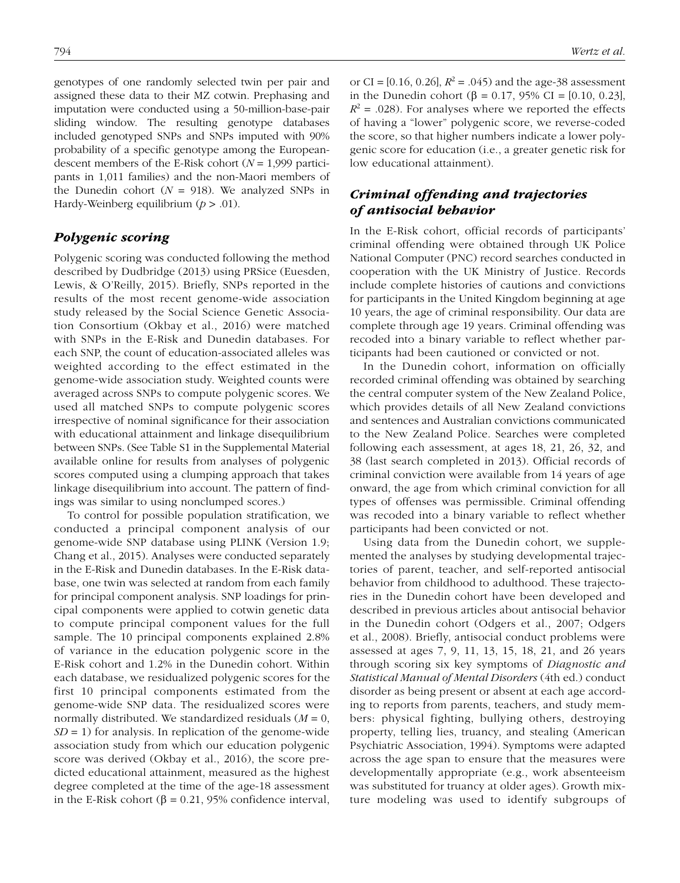genotypes of one randomly selected twin per pair and assigned these data to their MZ cotwin. Prephasing and imputation were conducted using a 50-million-base-pair sliding window. The resulting genotype databases included genotyped SNPs and SNPs imputed with 90% probability of a specific genotype among the European-descent members of the E-Risk cohort ($N$ = 1,999 participants in 1,011 families) and the non-Maori members of the Dunedin cohort ($N$ = 918). We analyzed SNPs in Hardy-Weinberg equilibrium ($p > .01$).

## Polygenic scoring

Polygenic scoring was conducted following the method described by Dudbridge (2013) using PRSice (Euesden, Lewis, & O'Reilly, 2015). Briefly, SNPs reported in the results of the most recent genome-wide association study released by the Social Science Genetic Association Consortium (Okbay et al., 2016) were matched with SNPs in the E-Risk and Dunedin databases. For each SNP, the count of education-associated alleles was weighted according to the effect estimated in the genome-wide association study. Weighted counts were averaged across SNPs to compute polygenic scores. We used all matched SNPs to compute polygenic scores irrespective of nominal significance for their association with educational attainment and linkage disequilibrium between SNPs. (See Table S1 in the Supplemental Material available online for results from analyses of polygenic scores computed using a clumping approach that takes linkage disequilibrium into account. The pattern of findings was similar to using nonclumped scores.)

To control for possible population stratification, we conducted a principal component analysis of our genome-wide SNP database using PLINK (Version 1.9; Chang et al., 2015). Analyses were conducted separately in the E-Risk and Dunedin databases. In the E-Risk database, one twin was selected at random from each family for principal component analysis. SNP loadings for principal components were applied to cotwin genetic data to compute principal component values for the full sample. The 10 principal components explained 2.8% of variance in the education polygenic score in the E-Risk cohort and 1.2% in the Dunedin cohort. Within each database, we residualized polygenic scores for the first 10 principal components estimated from the genome-wide SNP data. The residualized scores were normally distributed. We standardized residuals ($M$ = 0, $SD$ = 1) for analysis. In replication of the genome-wide association study from which our education polygenic score was derived (Okbay et al., 2016), the score predicted educational attainment, measured as the highest degree completed at the time of the age-18 assessment in the E-Risk cohort ($\beta$ = 0.21, 95% confidence interval, or CI = [0.16, 0.26], $R^2$ = .045) and the age-38 assessment in the Dunedin cohort ($\beta$ = 0.17, 95% CI = [0.10, 0.23], $R^2$ = .028). For analyses where we reported the effects of having a "lower" polygenic score, we reverse-coded the score, so that higher numbers indicate a lower polygenic score for education (i.e., a greater genetic risk for low educational attainment).

## Criminal offending and trajectories of antisocial behavior

In the E-Risk cohort, official records of participants' criminal offending were obtained through UK Police National Computer (PNC) record searches conducted in cooperation with the UK Ministry of Justice. Records include complete histories of cautions and convictions for participants in the United Kingdom beginning at age 10 years, the age of criminal responsibility. Our data are complete through age 19 years. Criminal offending was recoded into a binary variable to reflect whether participants had been cautioned or convicted or not.

In the Dunedin cohort, information on officially recorded criminal offending was obtained by searching the central computer system of the New Zealand Police, which provides details of all New Zealand convictions and sentences and Australian convictions communicated to the New Zealand Police. Searches were completed following each assessment, at ages 18, 21, 26, 32, and 38 (last search completed in 2013). Official records of criminal conviction were available from 14 years of age onward, the age from which criminal conviction for all types of offenses was permissible. Criminal offending was recoded into a binary variable to reflect whether participants had been convicted or not.

Using data from the Dunedin cohort, we supplemented the analyses by studying developmental trajectories of parent, teacher, and self-reported antisocial behavior from childhood to adulthood. These trajectories in the Dunedin cohort have been developed and described in previous articles about antisocial behavior in the Dunedin cohort (Odgers et al., 2007; Odgers et al., 2008). Briefly, antisocial conduct problems were assessed at ages 7, 9, 11, 13, 15, 18, 21, and 26 years through scoring six key symptoms of *Diagnostic and Statistical Manual of Mental Disorders* (4th ed.) conduct disorder as being present or absent at each age according to reports from parents, teachers, and study members: physical fighting, bullying others, destroying property, telling lies, truancy, and stealing (American Psychiatric Association, 1994). Symptoms were adapted across the age span to ensure that the measures were developmentally appropriate (e.g., work absenteeism was substituted for truancy at older ages). Growth mixture modeling was used to identify subgroups of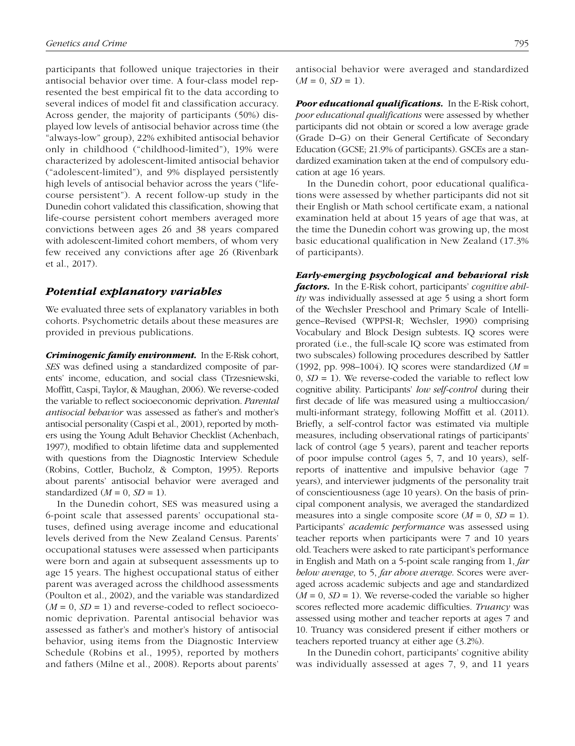participants that followed unique trajectories in their antisocial behavior over time. A four-class model represented the best empirical fit to the data according to several indices of model fit and classification accuracy. Across gender, the majority of participants (50%) displayed low levels of antisocial behavior across time (the "always-low" group), 22% exhibited antisocial behavior only in childhood ("childhood-limited"), 19% were characterized by adolescent-limited antisocial behavior ("adolescent-limited"), and 9% displayed persistently high levels of antisocial behavior across the years ("life-course persistent"). A recent follow-up study in the Dunedin cohort validated this classification, showing that life-course persistent cohort members averaged more convictions between ages 26 and 38 years compared with adolescent-limited cohort members, of whom very few received any convictions after age 26 (Rivenbark et al., 2017).

## *Potential explanatory variables*

We evaluated three sets of explanatory variables in both cohorts. Psychometric details about these measures are provided in previous publications.

***Criminogenic family environment.*** In the E-Risk cohort, *SES* was defined using a standardized composite of parents' income, education, and social class (Trzesniewski, Moffitt, Caspi, Taylor, & Maughan, 2006). We reverse-coded the variable to reflect socioeconomic deprivation. *Parental antisocial behavior* was assessed as father's and mother's antisocial personality (Caspi et al., 2001), reported by mothers using the Young Adult Behavior Checklist (Achenbach, 1997), modified to obtain lifetime data and supplemented with questions from the Diagnostic Interview Schedule (Robins, Cottler, Bucholz, & Compton, 1995). Reports about parents' antisocial behavior were averaged and standardized ($M = 0$, $SD = 1$).

In the Dunedin cohort, SES was measured using a 6-point scale that assessed parents' occupational statuses, defined using average income and educational levels derived from the New Zealand Census. Parents' occupational statuses were assessed when participants were born and again at subsequent assessments up to age 15 years. The highest occupational status of either parent was averaged across the childhood assessments (Poulton et al., 2002), and the variable was standardized ($M = 0$, $SD = 1$) and reverse-coded to reflect socioeconomic deprivation. Parental antisocial behavior was assessed as father's and mother's history of antisocial behavior, using items from the Diagnostic Interview Schedule (Robins et al., 1995), reported by mothers and fathers (Milne et al., 2008). Reports about parents' antisocial behavior were averaged and standardized ($M = 0$, $SD = 1$).

***Poor educational qualifications.*** In the E-Risk cohort, *poor educational qualifications* were assessed by whether participants did not obtain or scored a low average grade (Grade D–G) on their General Certificate of Secondary Education (GCSE; 21.9% of participants). GSCEs are a standardized examination taken at the end of compulsory education at age 16 years.

In the Dunedin cohort, poor educational qualifications were assessed by whether participants did not sit their English or Math school certificate exam, a national examination held at about 15 years of age that was, at the time the Dunedin cohort was growing up, the most basic educational qualification in New Zealand (17.3% of participants).

***Early-emerging psychological and behavioral risk factors.*** In the E-Risk cohort, participants' *cognitive ability* was individually assessed at age 5 using a short form of the Wechsler Preschool and Primary Scale of Intelligence–Revised (WPPSI-R; Wechsler, 1990) comprising Vocabulary and Block Design subtests. IQ scores were prorated (i.e., the full-scale IQ score was estimated from two subscales) following procedures described by Sattler (1992, pp. 998–1004). IQ scores were standardized ($M = 0$, $SD = 1$). We reverse-coded the variable to reflect low cognitive ability. Participants' *low self-control* during their first decade of life was measured using a multioccasion/multi-informant strategy, following Moffitt et al. (2011). Briefly, a self-control factor was estimated via multiple measures, including observational ratings of participants' lack of control (age 5 years), parent and teacher reports of poor impulse control (ages 5, 7, and 10 years), self-reports of inattentive and impulsive behavior (age 7 years), and interviewer judgments of the personality trait of conscientiousness (age 10 years). On the basis of principal component analysis, we averaged the standardized measures into a single composite score ($M = 0$, $SD = 1$). Participants' *academic performance* was assessed using teacher reports when participants were 7 and 10 years old. Teachers were asked to rate participant's performance in English and Math on a 5-point scale ranging from 1, *far below average*, to 5, *far above average*. Scores were averaged across academic subjects and age and standardized ($M = 0$, $SD = 1$). We reverse-coded the variable so higher scores reflected more academic difficulties. *Truancy* was assessed using mother and teacher reports at ages 7 and 10. Truancy was considered present if either mothers or teachers reported truancy at either age (3.2%).

In the Dunedin cohort, participants' cognitive ability was individually assessed at ages 7, 9, and 11 years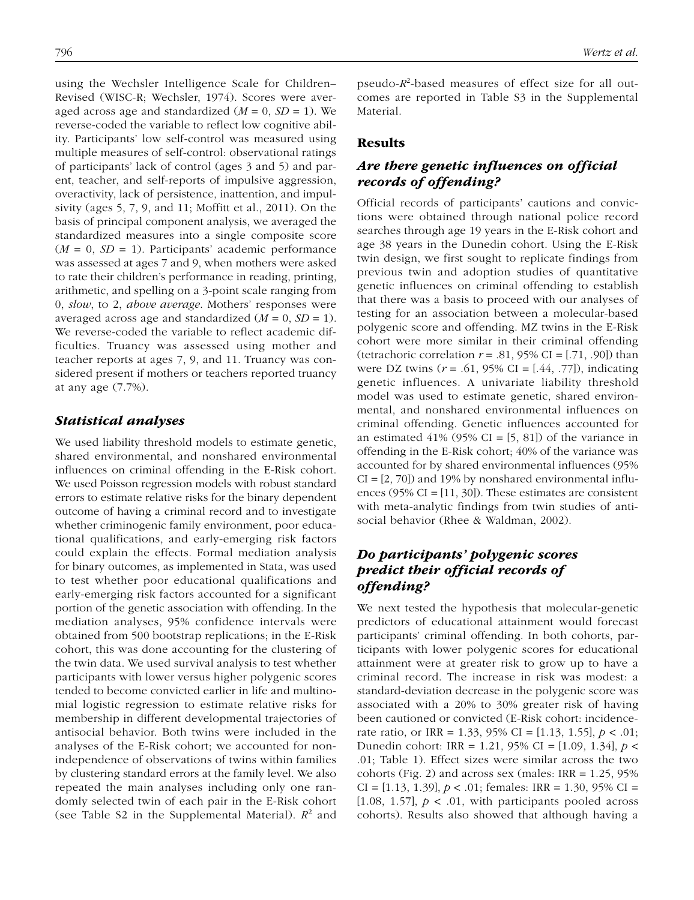using the Wechsler Intelligence Scale for Children–Revised (WISC-R; Wechsler, 1974). Scores were averaged across age and standardized ($M = 0$, $SD = 1$). We reverse-coded the variable to reflect low cognitive ability. Participants' low self-control was measured using multiple measures of self-control: observational ratings of participants' lack of control (ages 3 and 5) and parent, teacher, and self-reports of impulsive aggression, overactivity, lack of persistence, inattention, and impulsivity (ages 5, 7, 9, and 11; Moffitt et al., 2011). On the basis of principal component analysis, we averaged the standardized measures into a single composite score ($M = 0$, $SD = 1$). Participants' academic performance was assessed at ages 7 and 9, when mothers were asked to rate their children's performance in reading, printing, arithmetic, and spelling on a 3-point scale ranging from 0, *slow*, to 2, *above average*. Mothers' responses were averaged across age and standardized ($M = 0$, $SD = 1$). We reverse-coded the variable to reflect academic difficulties. Truancy was assessed using mother and teacher reports at ages 7, 9, and 11. Truancy was considered present if mothers or teachers reported truancy at any age (7.7%).

### *Statistical analyses*

We used liability threshold models to estimate genetic, shared environmental, and nonshared environmental influences on criminal offending in the E-Risk cohort. We used Poisson regression models with robust standard errors to estimate relative risks for the binary dependent outcome of having a criminal record and to investigate whether criminogenic family environment, poor educational qualifications, and early-emerging risk factors could explain the effects. Formal mediation analysis for binary outcomes, as implemented in Stata, was used to test whether poor educational qualifications and early-emerging risk factors accounted for a significant portion of the genetic association with offending. In the mediation analyses, 95% confidence intervals were obtained from 500 bootstrap replications; in the E-Risk cohort, this was done accounting for the clustering of the twin data. We used survival analysis to test whether participants with lower versus higher polygenic scores tended to become convicted earlier in life and multinomial logistic regression to estimate relative risks for membership in different developmental trajectories of antisocial behavior. Both twins were included in the analyses of the E-Risk cohort; we accounted for nonindependence of observations of twins within families by clustering standard errors at the family level. We also repeated the main analyses including only one randomly selected twin of each pair in the E-Risk cohort (see Table S2 in the Supplemental Material). $R^2$ and pseudo-$R^2$-based measures of effect size for all outcomes are reported in Table S3 in the Supplemental Material.

## Results

### *Are there genetic influences on official records of offending?*

Official records of participants' cautions and convictions were obtained through national police record searches through age 19 years in the E-Risk cohort and age 38 years in the Dunedin cohort. Using the E-Risk twin design, we first sought to replicate findings from previous twin and adoption studies of quantitative genetic influences on criminal offending to establish that there was a basis to proceed with our analyses of testing for an association between a molecular-based polygenic score and offending. MZ twins in the E-Risk cohort were more similar in their criminal offending (tetrachoric correlation $r = .81$, 95% CI = [.71, .90]) than were DZ twins ($r = .61$, 95% CI = [.44, .77]), indicating genetic influences. A univariate liability threshold model was used to estimate genetic, shared environmental, and nonshared environmental influences on criminal offending. Genetic influences accounted for an estimated 41% (95% CI = [5, 81]) of the variance in offending in the E-Risk cohort; 40% of the variance was accounted for by shared environmental influences (95% CI = [2, 70]) and 19% by nonshared environmental influences (95% CI = [11, 30]). These estimates are consistent with meta-analytic findings from twin studies of antisocial behavior (Rhee & Waldman, 2002).

### *Do participants' polygenic scores predict their official records of offending?*

We next tested the hypothesis that molecular-genetic predictors of educational attainment would forecast participants' criminal offending. In both cohorts, participants with lower polygenic scores for educational attainment were at greater risk to grow up to have a criminal record. The increase in risk was modest: a standard-deviation decrease in the polygenic score was associated with a 20% to 30% greater risk of having been cautioned or convicted (E-Risk cohort: incidence-rate ratio, or IRR = 1.33, 95% CI = [1.13, 1.55], $p < .01$; Dunedin cohort: IRR = 1.21, 95% CI = [1.09, 1.34], $p < .01$; Table 1). Effect sizes were similar across the two cohorts (Fig. 2) and across sex (males: IRR = 1.25, 95% CI = [1.13, 1.39], $p < .01$; females: IRR = 1.30, 95% CI = [1.08, 1.57], $p < .01$, with participants pooled across cohorts). Results also showed that although having a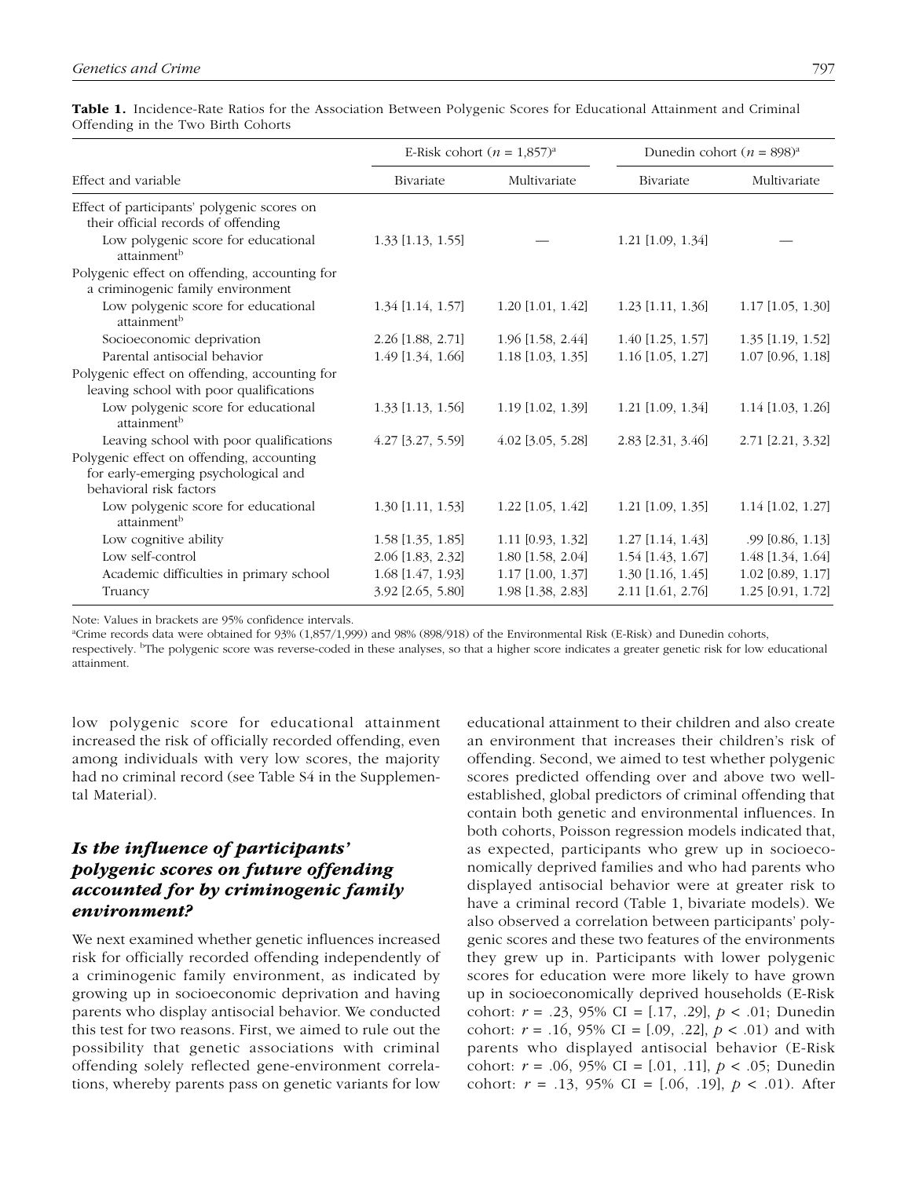**Table 1.** Incidence-Rate Ratios for the Association Between Polygenic Scores for Educational Attainment and Criminal Offending in the Two Birth Cohorts

| Effect and variable | E-Risk cohort ($n$ = 1,857)[a] | | Dunedin cohort ($n$ = 898)[a] | |
|---|---|---|---|---|
| | Bivariate | Multivariate | Bivariate | Multivariate |
| Effect of participants' polygenic scores on their official records of offending | | | | |
| Low polygenic score for educational attainment[b] | 1.33 [1.13, 1.55] | — | 1.21 [1.09, 1.34] | — |
| Polygenic effect on offending, accounting for a criminogenic family environment | | | | |
| Low polygenic score for educational attainment[b] | 1.34 [1.14, 1.57] | 1.20 [1.01, 1.42] | 1.23 [1.11, 1.36] | 1.17 [1.05, 1.30] |
| Socioeconomic deprivation | 2.26 [1.88, 2.71] | 1.96 [1.58, 2.44] | 1.40 [1.25, 1.57] | 1.35 [1.19, 1.52] |
| Parental antisocial behavior | 1.49 [1.34, 1.66] | 1.18 [1.03, 1.35] | 1.16 [1.05, 1.27] | 1.07 [0.96, 1.18] |
| Polygenic effect on offending, accounting for leaving school with poor qualifications | | | | |
| Low polygenic score for educational attainment[b] | 1.33 [1.13, 1.56] | 1.19 [1.02, 1.39] | 1.21 [1.09, 1.34] | 1.14 [1.03, 1.26] |
| Leaving school with poor qualifications | 4.27 [3.27, 5.59] | 4.02 [3.05, 5.28] | 2.83 [2.31, 3.46] | 2.71 [2.21, 3.32] |
| Polygenic effect on offending, accounting for early-emerging psychological and behavioral risk factors | | | | |
| Low polygenic score for educational attainment[b] | 1.30 [1.11, 1.53] | 1.22 [1.05, 1.42] | 1.21 [1.09, 1.35] | 1.14 [1.02, 1.27] |
| Low cognitive ability | 1.58 [1.35, 1.85] | 1.11 [0.93, 1.32] | 1.27 [1.14, 1.43] | .99 [0.86, 1.13] |
| Low self-control | 2.06 [1.83, 2.32] | 1.80 [1.58, 2.04] | 1.54 [1.43, 1.67] | 1.48 [1.34, 1.64] |
| Academic difficulties in primary school | 1.68 [1.47, 1.93] | 1.17 [1.00, 1.37] | 1.30 [1.16, 1.45] | 1.02 [0.89, 1.17] |
| Truancy | 3.92 [2.65, 5.80] | 1.98 [1.38, 2.83] | 2.11 [1.61, 2.76] | 1.25 [0.91, 1.72] |

Note: Values in brackets are 95% confidence intervals.
[a]Crime records data were obtained for 93% (1,857/1,999) and 98% (898/918) of the Environmental Risk (E-Risk) and Dunedin cohorts, respectively. [b]The polygenic score was reverse-coded in these analyses, so that a higher score indicates a greater genetic risk for low educational attainment.

low polygenic score for educational attainment increased the risk of officially recorded offending, even among individuals with very low scores, the majority had no criminal record (see Table S4 in the Supplemental Material).

### *Is the influence of participants' polygenic scores on future offending accounted for by criminogenic family environment?*

We next examined whether genetic influences increased risk for officially recorded offending independently of a criminogenic family environment, as indicated by growing up in socioeconomic deprivation and having parents who display antisocial behavior. We conducted this test for two reasons. First, we aimed to rule out the possibility that genetic associations with criminal offending solely reflected gene-environment correlations, whereby parents pass on genetic variants for low educational attainment to their children and also create an environment that increases their children's risk of offending. Second, we aimed to test whether polygenic scores predicted offending over and above two well-established, global predictors of criminal offending that contain both genetic and environmental influences. In both cohorts, Poisson regression models indicated that, as expected, participants who grew up in socioeconomically deprived families and who had parents who displayed antisocial behavior were at greater risk to have a criminal record (Table 1, bivariate models). We also observed a correlation between participants' polygenic scores and these two features of the environments they grew up in. Participants with lower polygenic scores for education were more likely to have grown up in socioeconomically deprived households (E-Risk cohort: $r$ = .23, 95% CI = [.17, .29], $p < .01$; Dunedin cohort: $r$ = .16, 95% CI = [.09, .22], $p < .01$) and with parents who displayed antisocial behavior (E-Risk cohort: $r$ = .06, 95% CI = [.01, .11], $p < .05$; Dunedin cohort: $r$ = .13, 95% CI = [.06, .19], $p < .01$). After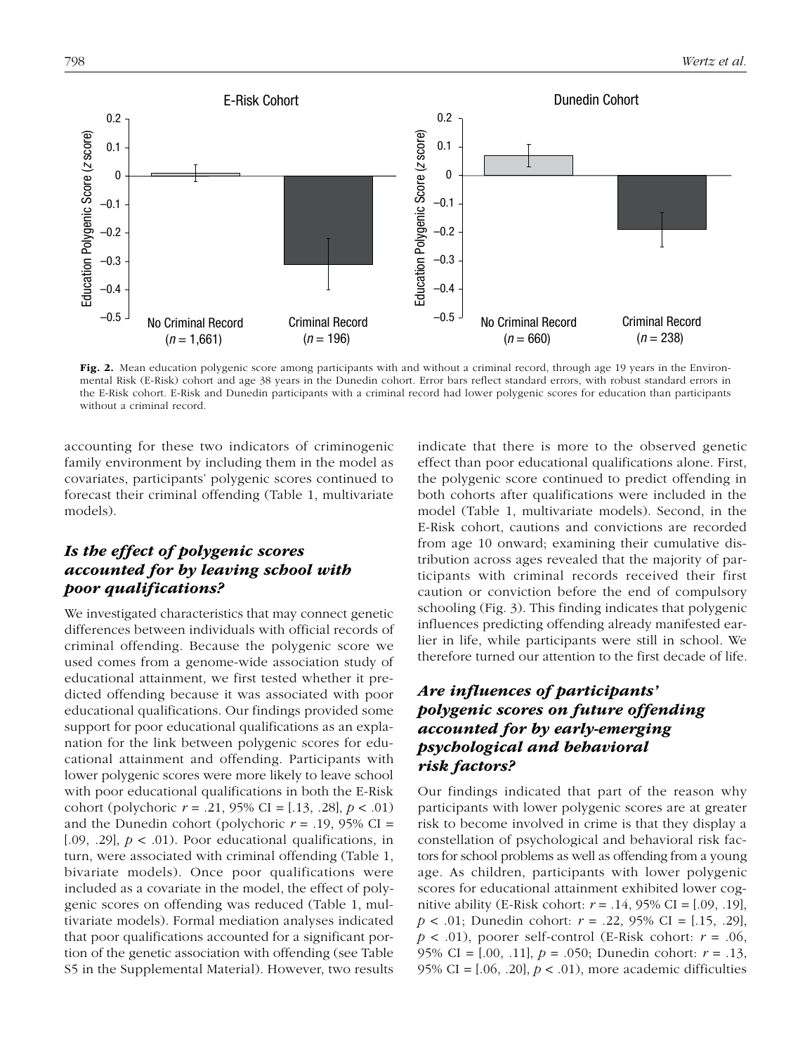Fig. 2. Mean education polygenic score among participants with and without a criminal record, through age 19 years in the Environmental Risk (E-Risk) cohort and age 38 years in the Dunedin cohort. Error bars reflect standard errors, with robust standard errors in the E-Risk cohort. E-Risk and Dunedin participants with a criminal record had lower polygenic scores for education than participants without a criminal record.

accounting for these two indicators of criminogenic family environment by including them in the model as covariates, participants' polygenic scores continued to forecast their criminal offending (Table 1, multivariate models).

## *Is the effect of polygenic scores accounted for by leaving school with poor qualifications?*

We investigated characteristics that may connect genetic differences between individuals with official records of criminal offending. Because the polygenic score we used comes from a genome-wide association study of educational attainment, we first tested whether it predicted offending because it was associated with poor educational qualifications. Our findings provided some support for poor educational qualifications as an explanation for the link between polygenic scores for educational attainment and offending. Participants with lower polygenic scores were more likely to leave school with poor educational qualifications in both the E-Risk cohort (polychoric $r$ = .21, 95% CI = [.13, .28], $p$ < .01) and the Dunedin cohort (polychoric $r$ = .19, 95% CI = [.09, .29], $p$ < .01). Poor educational qualifications, in turn, were associated with criminal offending (Table 1, bivariate models). Once poor qualifications were included as a covariate in the model, the effect of polygenic scores on offending was reduced (Table 1, multivariate models). Formal mediation analyses indicated that poor qualifications accounted for a significant portion of the genetic association with offending (see Table S5 in the Supplemental Material). However, two results indicate that there is more to the observed genetic effect than poor educational qualifications alone. First, the polygenic score continued to predict offending in both cohorts after qualifications were included in the model (Table 1, multivariate models). Second, in the E-Risk cohort, cautions and convictions are recorded from age 10 onward; examining their cumulative distribution across ages revealed that the majority of participants with criminal records received their first caution or conviction before the end of compulsory schooling (Fig. 3). This finding indicates that polygenic influences predicting offending already manifested earlier in life, while participants were still in school. We therefore turned our attention to the first decade of life.

## *Are influences of participants' polygenic scores on future offending accounted for by early-emerging psychological and behavioral risk factors?*

Our findings indicated that part of the reason why participants with lower polygenic scores are at greater risk to become involved in crime is that they display a constellation of psychological and behavioral risk factors for school problems as well as offending from a young age. As children, participants with lower polygenic scores for educational attainment exhibited lower cognitive ability (E-Risk cohort: $r$ = .14, 95% CI = [.09, .19], $p$ < .01; Dunedin cohort: $r$ = .22, 95% CI = [.15, .29], $p$ < .01), poorer self-control (E-Risk cohort: $r$ = .06, 95% CI = [.00, .11], $p$ = .050; Dunedin cohort: $r$ = .13, 95% CI = [.06, .20], $p$ < .01), more academic difficulties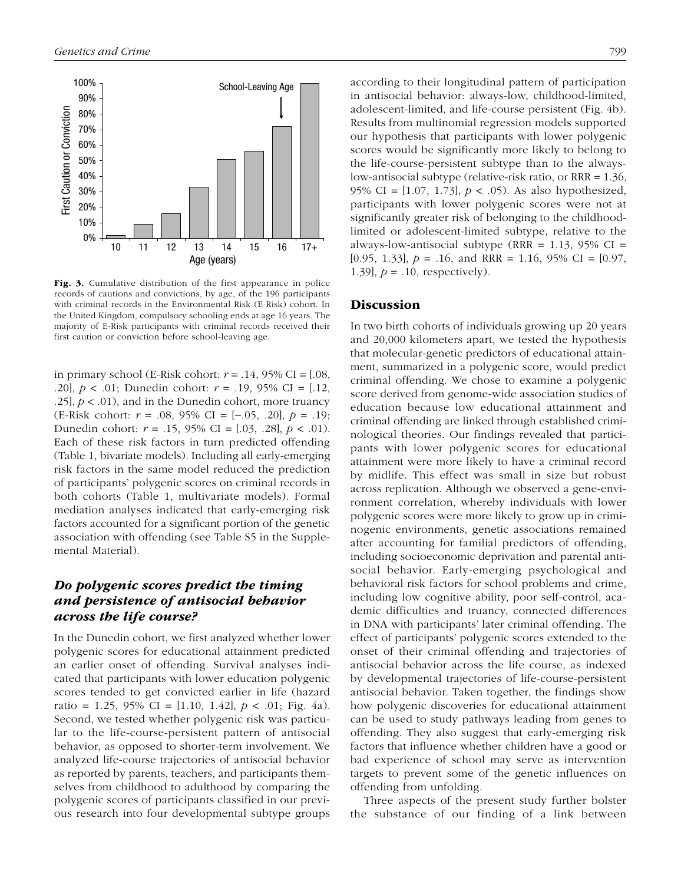Fig. 3. Cumulative distribution of the first appearance in police records of cautions and convictions, by age, of the 196 participants with criminal records in the Environmental Risk (E-Risk) cohort. In the United Kingdom, compulsory schooling ends at age 16 years. The majority of E-Risk participants with criminal records received their first caution or conviction before school-leaving age.

in primary school (E-Risk cohort: $r = .14$, 95% CI = [.08, .20], $p < .01$; Dunedin cohort: $r = .19$, 95% CI = [.12, .25], $p < .01$), and in the Dunedin cohort, more truancy (E-Risk cohort: $r = .08$, 95% CI = [−.05, .20], $p = .19$; Dunedin cohort: $r = .15$, 95% CI = [.03, .28], $p < .01$). Each of these risk factors in turn predicted offending (Table 1, bivariate models). Including all early-emerging risk factors in the same model reduced the prediction of participants' polygenic scores on criminal records in both cohorts (Table 1, multivariate models). Formal mediation analyses indicated that early-emerging risk factors accounted for a significant portion of the genetic association with offending (see Table S5 in the Supplemental Material).

### *Do polygenic scores predict the timing and persistence of antisocial behavior across the life course?*

In the Dunedin cohort, we first analyzed whether lower polygenic scores for educational attainment predicted an earlier onset of offending. Survival analyses indicated that participants with lower education polygenic scores tended to get convicted earlier in life (hazard ratio = 1.25, 95% CI = [1.10, 1.42], $p < .01$; Fig. 4a). Second, we tested whether polygenic risk was particular to the life-course-persistent pattern of antisocial behavior, as opposed to shorter-term involvement. We analyzed life-course trajectories of antisocial behavior as reported by parents, teachers, and participants themselves from childhood to adulthood by comparing the polygenic scores of participants classified in our previous research into four developmental subtype groups according to their longitudinal pattern of participation in antisocial behavior: always-low, childhood-limited, adolescent-limited, and life-course persistent (Fig. 4b). Results from multinomial regression models supported our hypothesis that participants with lower polygenic scores would be significantly more likely to belong to the life-course-persistent subtype than to the always-low-antisocial subtype (relative-risk ratio, or RRR = 1.36, 95% CI = [1.07, 1.73], $p < .05$). As also hypothesized, participants with lower polygenic scores were not at significantly greater risk of belonging to the childhood-limited or adolescent-limited subtype, relative to the always-low-antisocial subtype (RRR = 1.13, 95% CI = [0.95, 1.33], $p = .16$, and RRR = 1.16, 95% CI = [0.97, 1.39], $p = .10$, respectively).

## Discussion

In two birth cohorts of individuals growing up 20 years and 20,000 kilometers apart, we tested the hypothesis that molecular-genetic predictors of educational attainment, summarized in a polygenic score, would predict criminal offending. We chose to examine a polygenic score derived from genome-wide association studies of education because low educational attainment and criminal offending are linked through established criminological theories. Our findings revealed that participants with lower polygenic scores for educational attainment were more likely to have a criminal record by midlife. This effect was small in size but robust across replication. Although we observed a gene-environment correlation, whereby individuals with lower polygenic scores were more likely to grow up in criminogenic environments, genetic associations remained after accounting for familial predictors of offending, including socioeconomic deprivation and parental antisocial behavior. Early-emerging psychological and behavioral risk factors for school problems and crime, including low cognitive ability, poor self-control, academic difficulties and truancy, connected differences in DNA with participants' later criminal offending. The effect of participants' polygenic scores extended to the onset of their criminal offending and trajectories of antisocial behavior across the life course, as indexed by developmental trajectories of life-course-persistent antisocial behavior. Taken together, the findings show how polygenic discoveries for educational attainment can be used to study pathways leading from genes to offending. They also suggest that early-emerging risk factors that influence whether children have a good or bad experience of school may serve as intervention targets to prevent some of the genetic influences on offending from unfolding.

Three aspects of the present study further bolster the substance of our finding of a link between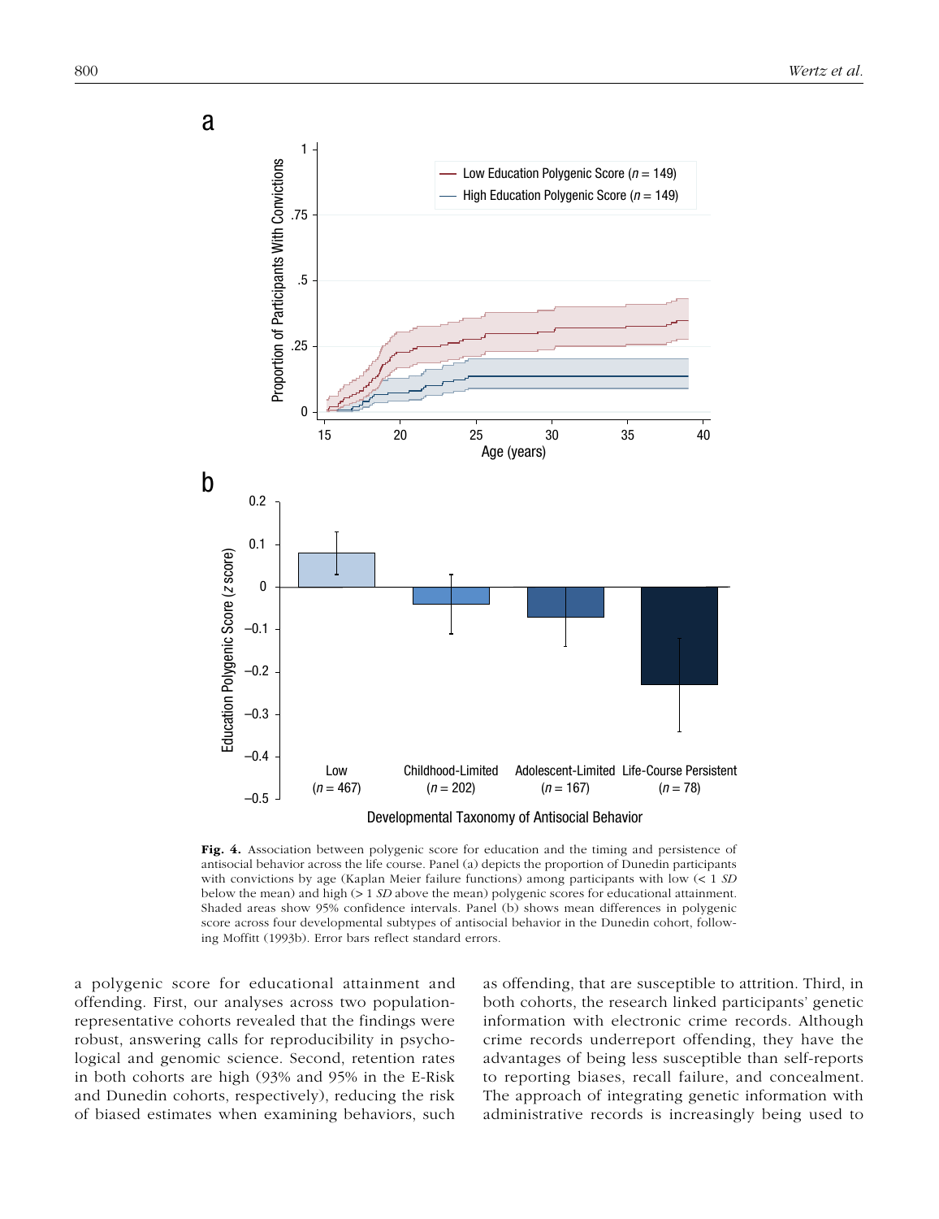**Fig. 4.** Association between polygenic score for education and the timing and persistence of antisocial behavior across the life course. Panel (a) depicts the proportion of Dunedin participants with convictions by age (Kaplan Meier failure functions) among participants with low (< 1 *SD* below the mean) and high (> 1 *SD* above the mean) polygenic scores for educational attainment. Shaded areas show 95% confidence intervals. Panel (b) shows mean differences in polygenic score across four developmental subtypes of antisocial behavior in the Dunedin cohort, following Moffitt (1993b). Error bars reflect standard errors.

a polygenic score for educational attainment and offending. First, our analyses across two population-representative cohorts revealed that the findings were robust, answering calls for reproducibility in psychological and genomic science. Second, retention rates in both cohorts are high (93% and 95% in the E-Risk and Dunedin cohorts, respectively), reducing the risk of biased estimates when examining behaviors, such as offending, that are susceptible to attrition. Third, in both cohorts, the research linked participants' genetic information with electronic crime records. Although crime records underreport offending, they have the advantages of being less susceptible than self-reports to reporting biases, recall failure, and concealment. The approach of integrating genetic information with administrative records is increasingly being used to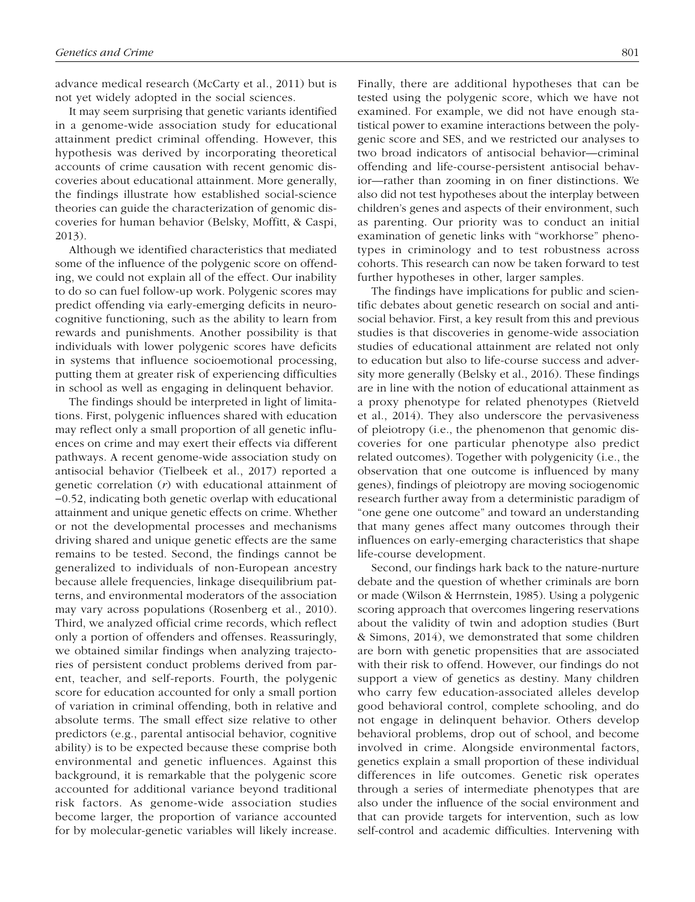advance medical research (McCarty et al., 2011) but is not yet widely adopted in the social sciences.

It may seem surprising that genetic variants identified in a genome-wide association study for educational attainment predict criminal offending. However, this hypothesis was derived by incorporating theoretical accounts of crime causation with recent genomic discoveries about educational attainment. More generally, the findings illustrate how established social-science theories can guide the characterization of genomic discoveries for human behavior (Belsky, Moffitt, & Caspi, 2013).

Although we identified characteristics that mediated some of the influence of the polygenic score on offending, we could not explain all of the effect. Our inability to do so can fuel follow-up work. Polygenic scores may predict offending via early-emerging deficits in neurocognitive functioning, such as the ability to learn from rewards and punishments. Another possibility is that individuals with lower polygenic scores have deficits in systems that influence socioemotional processing, putting them at greater risk of experiencing difficulties in school as well as engaging in delinquent behavior.

The findings should be interpreted in light of limitations. First, polygenic influences shared with education may reflect only a small proportion of all genetic influences on crime and may exert their effects via different pathways. A recent genome-wide association study on antisocial behavior (Tielbeek et al., 2017) reported a genetic correlation ($r$) with educational attainment of −0.52, indicating both genetic overlap with educational attainment and unique genetic effects on crime. Whether or not the developmental processes and mechanisms driving shared and unique genetic effects are the same remains to be tested. Second, the findings cannot be generalized to individuals of non-European ancestry because allele frequencies, linkage disequilibrium patterns, and environmental moderators of the association may vary across populations (Rosenberg et al., 2010). Third, we analyzed official crime records, which reflect only a portion of offenders and offenses. Reassuringly, we obtained similar findings when analyzing trajectories of persistent conduct problems derived from parent, teacher, and self-reports. Fourth, the polygenic score for education accounted for only a small portion of variation in criminal offending, both in relative and absolute terms. The small effect size relative to other predictors (e.g., parental antisocial behavior, cognitive ability) is to be expected because these comprise both environmental and genetic influences. Against this background, it is remarkable that the polygenic score accounted for additional variance beyond traditional risk factors. As genome-wide association studies become larger, the proportion of variance accounted for by molecular-genetic variables will likely increase. Finally, there are additional hypotheses that can be tested using the polygenic score, which we have not examined. For example, we did not have enough statistical power to examine interactions between the polygenic score and SES, and we restricted our analyses to two broad indicators of antisocial behavior—criminal offending and life-course-persistent antisocial behavior—rather than zooming in on finer distinctions. We also did not test hypotheses about the interplay between children's genes and aspects of their environment, such as parenting. Our priority was to conduct an initial examination of genetic links with "workhorse" phenotypes in criminology and to test robustness across cohorts. This research can now be taken forward to test further hypotheses in other, larger samples.

The findings have implications for public and scientific debates about genetic research on social and antisocial behavior. First, a key result from this and previous studies is that discoveries in genome-wide association studies of educational attainment are related not only to education but also to life-course success and adversity more generally (Belsky et al., 2016). These findings are in line with the notion of educational attainment as a proxy phenotype for related phenotypes (Rietveld et al., 2014). They also underscore the pervasiveness of pleiotropy (i.e., the phenomenon that genomic discoveries for one particular phenotype also predict related outcomes). Together with polygenicity (i.e., the observation that one outcome is influenced by many genes), findings of pleiotropy are moving sociogenomic research further away from a deterministic paradigm of "one gene one outcome" and toward an understanding that many genes affect many outcomes through their influences on early-emerging characteristics that shape life-course development.

Second, our findings hark back to the nature-nurture debate and the question of whether criminals are born or made (Wilson & Herrnstein, 1985). Using a polygenic scoring approach that overcomes lingering reservations about the validity of twin and adoption studies (Burt & Simons, 2014), we demonstrated that some children are born with genetic propensities that are associated with their risk to offend. However, our findings do not support a view of genetics as destiny. Many children who carry few education-associated alleles develop good behavioral control, complete schooling, and do not engage in delinquent behavior. Others develop behavioral problems, drop out of school, and become involved in crime. Alongside environmental factors, genetics explain a small proportion of these individual differences in life outcomes. Genetic risk operates through a series of intermediate phenotypes that are also under the influence of the social environment and that can provide targets for intervention, such as low self-control and academic difficulties. Intervening with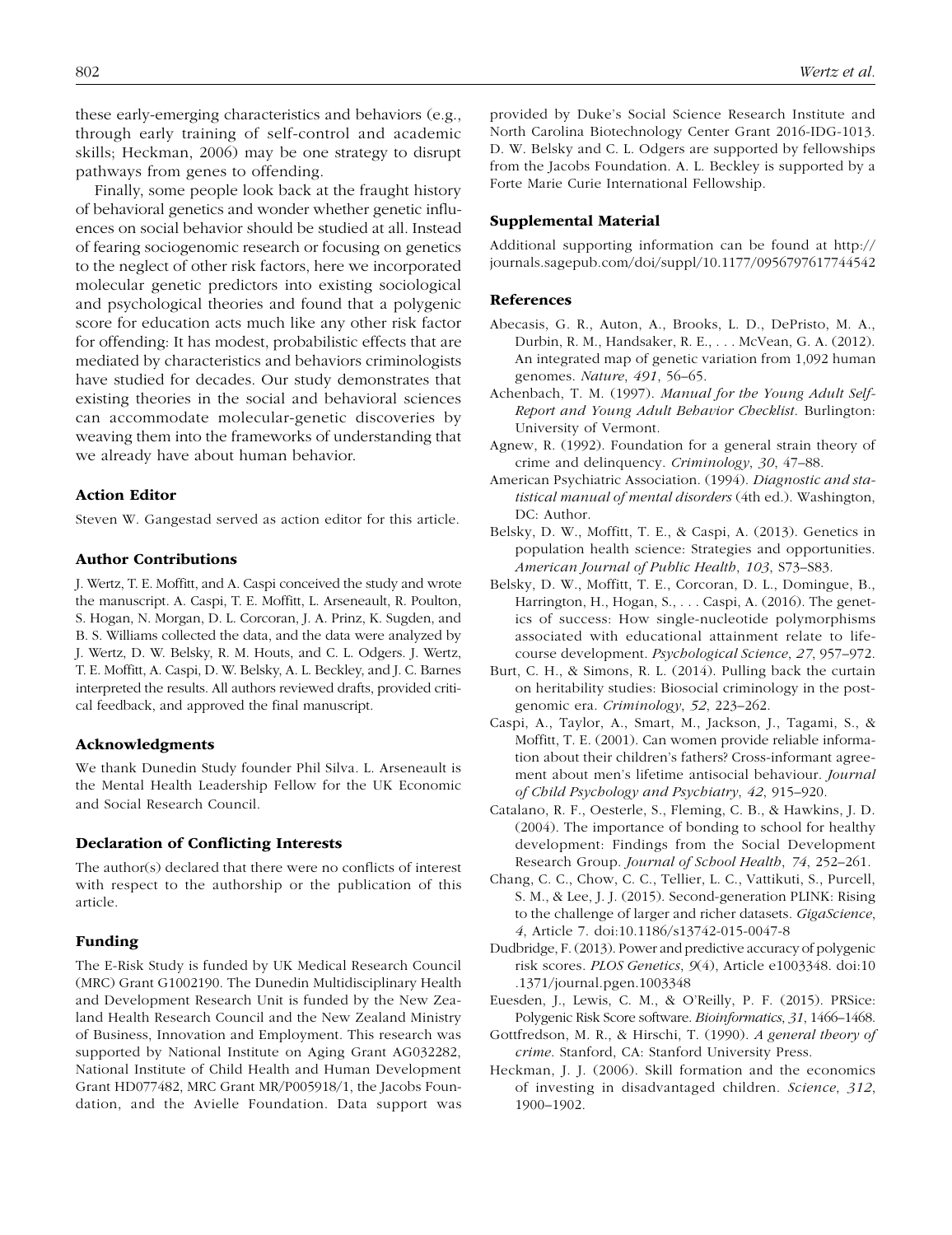these early-emerging characteristics and behaviors (e.g., through early training of self-control and academic skills; Heckman, 2006) may be one strategy to disrupt pathways from genes to offending.

Finally, some people look back at the fraught history of behavioral genetics and wonder whether genetic influences on social behavior should be studied at all. Instead of fearing sociogenomic research or focusing on genetics to the neglect of other risk factors, here we incorporated molecular genetic predictors into existing sociological and psychological theories and found that a polygenic score for education acts much like any other risk factor for offending: It has modest, probabilistic effects that are mediated by characteristics and behaviors criminologists have studied for decades. Our study demonstrates that existing theories in the social and behavioral sciences can accommodate molecular-genetic discoveries by weaving them into the frameworks of understanding that we already have about human behavior.

### Action Editor

Steven W. Gangestad served as action editor for this article.

### Author Contributions

J. Wertz, T. E. Moffitt, and A. Caspi conceived the study and wrote the manuscript. A. Caspi, T. E. Moffitt, L. Arseneault, R. Poulton, S. Hogan, N. Morgan, D. L. Corcoran, J. A. Prinz, K. Sugden, and B. S. Williams collected the data, and the data were analyzed by J. Wertz, D. W. Belsky, R. M. Houts, and C. L. Odgers. J. Wertz, T. E. Moffitt, A. Caspi, D. W. Belsky, A. L. Beckley, and J. C. Barnes interpreted the results. All authors reviewed drafts, provided critical feedback, and approved the final manuscript.

### Acknowledgments

We thank Dunedin Study founder Phil Silva. L. Arseneault is the Mental Health Leadership Fellow for the UK Economic and Social Research Council.

### Declaration of Conflicting Interests

The author(s) declared that there were no conflicts of interest with respect to the authorship or the publication of this article.

### Funding

The E-Risk Study is funded by UK Medical Research Council (MRC) Grant G1002190. The Dunedin Multidisciplinary Health and Development Research Unit is funded by the New Zealand Health Research Council and the New Zealand Ministry of Business, Innovation and Employment. This research was supported by National Institute on Aging Grant AG032282, National Institute of Child Health and Human Development Grant HD077482, MRC Grant MR/P005918/1, the Jacobs Foundation, and the Avielle Foundation. Data support was provided by Duke's Social Science Research Institute and North Carolina Biotechnology Center Grant 2016-IDG-1013. D. W. Belsky and C. L. Odgers are supported by fellowships from the Jacobs Foundation. A. L. Beckley is supported by a Forte Marie Curie International Fellowship.

### Supplemental Material

Additional supporting information can be found at http://journals.sagepub.com/doi/suppl/10.1177/0956797617744542

### References

Abecasis, G. R., Auton, A., Brooks, L. D., DePristo, M. A., Durbin, R. M., Handsaker, R. E., . . . McVean, G. A. (2012). An integrated map of genetic variation from 1,092 human genomes. *Nature*, *491*, 56–65.

Achenbach, T. M. (1997). *Manual for the Young Adult Self-Report and Young Adult Behavior Checklist*. Burlington: University of Vermont.

Agnew, R. (1992). Foundation for a general strain theory of crime and delinquency. *Criminology*, *30*, 47–88.

American Psychiatric Association. (1994). *Diagnostic and statistical manual of mental disorders* (4th ed.). Washington, DC: Author.

Belsky, D. W., Moffitt, T. E., & Caspi, A. (2013). Genetics in population health science: Strategies and opportunities. *American Journal of Public Health*, *103*, S73–S83.

Belsky, D. W., Moffitt, T. E., Corcoran, D. L., Domingue, B., Harrington, H., Hogan, S., . . . Caspi, A. (2016). The genetics of success: How single-nucleotide polymorphisms associated with educational attainment relate to life-course development. *Psychological Science*, *27*, 957–972.

Burt, C. H., & Simons, R. L. (2014). Pulling back the curtain on heritability studies: Biosocial criminology in the post-genomic era. *Criminology*, *52*, 223–262.

Caspi, A., Taylor, A., Smart, M., Jackson, J., Tagami, S., & Moffitt, T. E. (2001). Can women provide reliable information about their children's fathers? Cross-informant agreement about men's lifetime antisocial behaviour. *Journal of Child Psychology and Psychiatry*, *42*, 915–920.

Catalano, R. F., Oesterle, S., Fleming, C. B., & Hawkins, J. D. (2004). The importance of bonding to school for healthy development: Findings from the Social Development Research Group. *Journal of School Health*, *74*, 252–261.

Chang, C. C., Chow, C. C., Tellier, L. C., Vattikuti, S., Purcell, S. M., & Lee, J. J. (2015). Second-generation PLINK: Rising to the challenge of larger and richer datasets. *GigaScience*, *4*, Article 7. doi:10.1186/s13742-015-0047-8

Dudbridge, F. (2013). Power and predictive accuracy of polygenic risk scores. *PLOS Genetics*, *9*(4), Article e1003348. doi:10.1371/journal.pgen.1003348

Euesden, J., Lewis, C. M., & O'Reilly, P. F. (2015). PRSice: Polygenic Risk Score software. *Bioinformatics*, *31*, 1466–1468.

Gottfredson, M. R., & Hirschi, T. (1990). *A general theory of crime*. Stanford, CA: Stanford University Press.

Heckman, J. J. (2006). Skill formation and the economics of investing in disadvantaged children. *Science*, *312*, 1900–1902.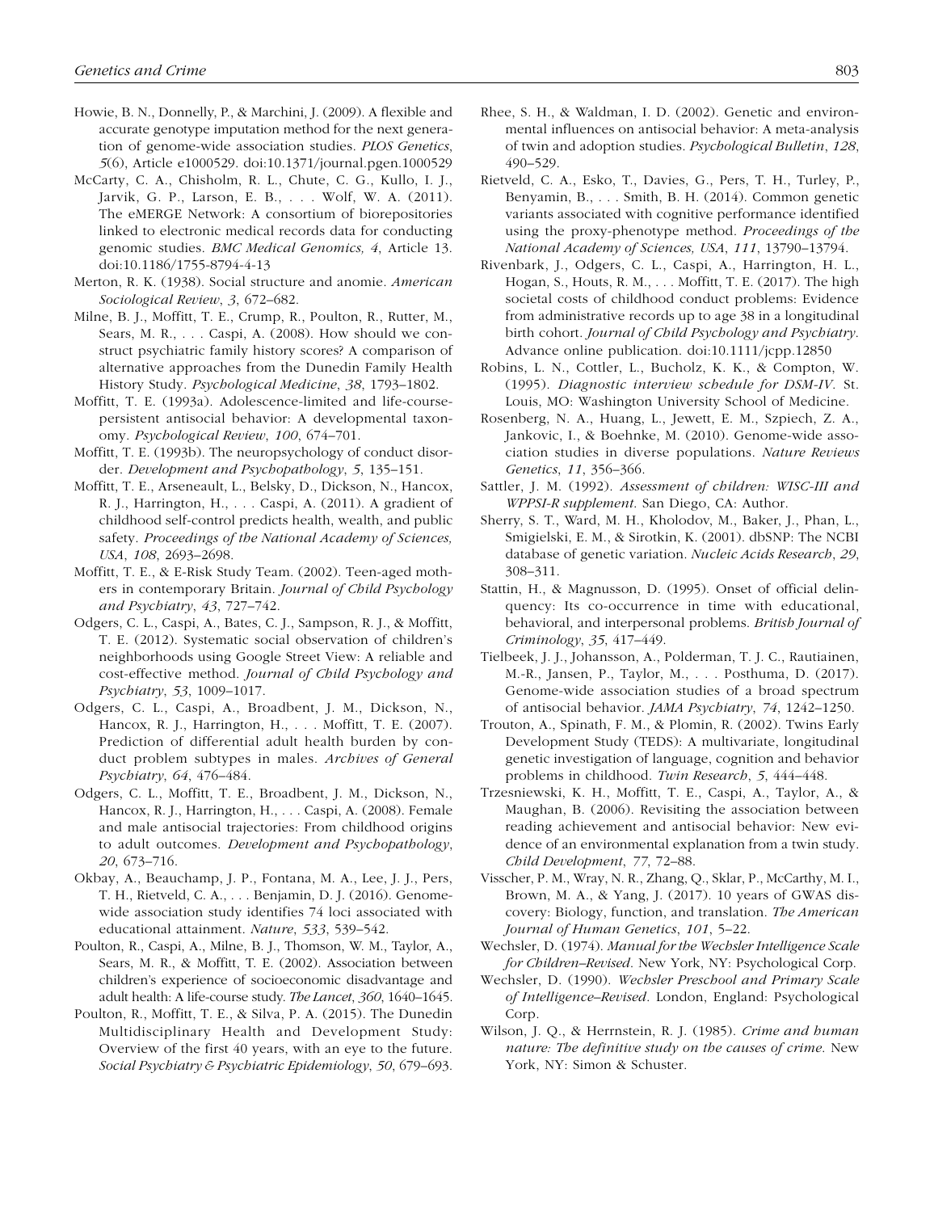Howie, B. N., Donnelly, P., & Marchini, J. (2009). A flexible and accurate genotype imputation method for the next generation of genome-wide association studies. *PLOS Genetics*, *5*(6), Article e1000529. doi:10.1371/journal.pgen.1000529

McCarty, C. A., Chisholm, R. L., Chute, C. G., Kullo, I. J., Jarvik, G. P., Larson, E. B., . . . Wolf, W. A. (2011). The eMERGE Network: A consortium of biorepositories linked to electronic medical records data for conducting genomic studies. *BMC Medical Genomics, 4*, Article 13. doi:10.1186/1755-8794-4-13

Merton, R. K. (1938). Social structure and anomie. *American Sociological Review*, *3*, 672–682.

Milne, B. J., Moffitt, T. E., Crump, R., Poulton, R., Rutter, M., Sears, M. R., . . . Caspi, A. (2008). How should we construct psychiatric family history scores? A comparison of alternative approaches from the Dunedin Family Health History Study. *Psychological Medicine*, *38*, 1793–1802.

Moffitt, T. E. (1993a). Adolescence-limited and life-course-persistent antisocial behavior: A developmental taxonomy. *Psychological Review*, *100*, 674–701.

Moffitt, T. E. (1993b). The neuropsychology of conduct disorder. *Development and Psychopathology*, *5*, 135–151.

Moffitt, T. E., Arseneault, L., Belsky, D., Dickson, N., Hancox, R. J., Harrington, H., . . . Caspi, A. (2011). A gradient of childhood self-control predicts health, wealth, and public safety. *Proceedings of the National Academy of Sciences, USA*, *108*, 2693–2698.

Moffitt, T. E., & E-Risk Study Team. (2002). Teen-aged mothers in contemporary Britain. *Journal of Child Psychology and Psychiatry*, *43*, 727–742.

Odgers, C. L., Caspi, A., Bates, C. J., Sampson, R. J., & Moffitt, T. E. (2012). Systematic social observation of children's neighborhoods using Google Street View: A reliable and cost-effective method. *Journal of Child Psychology and Psychiatry*, *53*, 1009–1017.

Odgers, C. L., Caspi, A., Broadbent, J. M., Dickson, N., Hancox, R. J., Harrington, H., . . . Moffitt, T. E. (2007). Prediction of differential adult health burden by conduct problem subtypes in males. *Archives of General Psychiatry*, *64*, 476–484.

Odgers, C. L., Moffitt, T. E., Broadbent, J. M., Dickson, N., Hancox, R. J., Harrington, H., . . . Caspi, A. (2008). Female and male antisocial trajectories: From childhood origins to adult outcomes. *Development and Psychopathology*, *20*, 673–716.

Okbay, A., Beauchamp, J. P., Fontana, M. A., Lee, J. J., Pers, T. H., Rietveld, C. A., . . . Benjamin, D. J. (2016). Genome-wide association study identifies 74 loci associated with educational attainment. *Nature*, *533*, 539–542.

Poulton, R., Caspi, A., Milne, B. J., Thomson, W. M., Taylor, A., Sears, M. R., & Moffitt, T. E. (2002). Association between children's experience of socioeconomic disadvantage and adult health: A life-course study. *The Lancet*, *360*, 1640–1645.

Poulton, R., Moffitt, T. E., & Silva, P. A. (2015). The Dunedin Multidisciplinary Health and Development Study: Overview of the first 40 years, with an eye to the future. *Social Psychiatry & Psychiatric Epidemiology*, *50*, 679–693.

Rhee, S. H., & Waldman, I. D. (2002). Genetic and environmental influences on antisocial behavior: A meta-analysis of twin and adoption studies. *Psychological Bulletin*, *128*, 490–529.

Rietveld, C. A., Esko, T., Davies, G., Pers, T. H., Turley, P., Benyamin, B., . . . Smith, B. H. (2014). Common genetic variants associated with cognitive performance identified using the proxy-phenotype method. *Proceedings of the National Academy of Sciences, USA*, *111*, 13790–13794.

Rivenbark, J., Odgers, C. L., Caspi, A., Harrington, H. L., Hogan, S., Houts, R. M., . . . Moffitt, T. E. (2017). The high societal costs of childhood conduct problems: Evidence from administrative records up to age 38 in a longitudinal birth cohort. *Journal of Child Psychology and Psychiatry*. Advance online publication. doi:10.1111/jcpp.12850

Robins, L. N., Cottler, L., Bucholz, K. K., & Compton, W. (1995). *Diagnostic interview schedule for DSM-IV*. St. Louis, MO: Washington University School of Medicine.

Rosenberg, N. A., Huang, L., Jewett, E. M., Szpiech, Z. A., Jankovic, I., & Boehnke, M. (2010). Genome-wide association studies in diverse populations. *Nature Reviews Genetics*, *11*, 356–366.

Sattler, J. M. (1992). *Assessment of children: WISC-III and WPPSI-R supplement*. San Diego, CA: Author.

Sherry, S. T., Ward, M. H., Kholodov, M., Baker, J., Phan, L., Smigielski, E. M., & Sirotkin, K. (2001). dbSNP: The NCBI database of genetic variation. *Nucleic Acids Research*, *29*, 308–311.

Stattin, H., & Magnusson, D. (1995). Onset of official delinquency: Its co-occurrence in time with educational, behavioral, and interpersonal problems. *British Journal of Criminology*, *35*, 417–449.

Tielbeek, J. J., Johansson, A., Polderman, T. J. C., Rautiainen, M.-R., Jansen, P., Taylor, M., . . . Posthuma, D. (2017). Genome-wide association studies of a broad spectrum of antisocial behavior. *JAMA Psychiatry*, *74*, 1242–1250.

Trouton, A., Spinath, F. M., & Plomin, R. (2002). Twins Early Development Study (TEDS): A multivariate, longitudinal genetic investigation of language, cognition and behavior problems in childhood. *Twin Research*, *5*, 444–448.

Trzesniewski, K. H., Moffitt, T. E., Caspi, A., Taylor, A., & Maughan, B. (2006). Revisiting the association between reading achievement and antisocial behavior: New evidence of an environmental explanation from a twin study. *Child Development*, *77*, 72–88.

Visscher, P. M., Wray, N. R., Zhang, Q., Sklar, P., McCarthy, M. I., Brown, M. A., & Yang, J. (2017). 10 years of GWAS discovery: Biology, function, and translation. *The American Journal of Human Genetics*, *101*, 5–22.

Wechsler, D. (1974). *Manual for the Wechsler Intelligence Scale for Children–Revised*. New York, NY: Psychological Corp.

Wechsler, D. (1990). *Wechsler Preschool and Primary Scale of Intelligence–Revised*. London, England: Psychological Corp.

Wilson, J. Q., & Herrnstein, R. J. (1985). *Crime and human nature: The definitive study on the causes of crime*. New York, NY: Simon & Schuster.